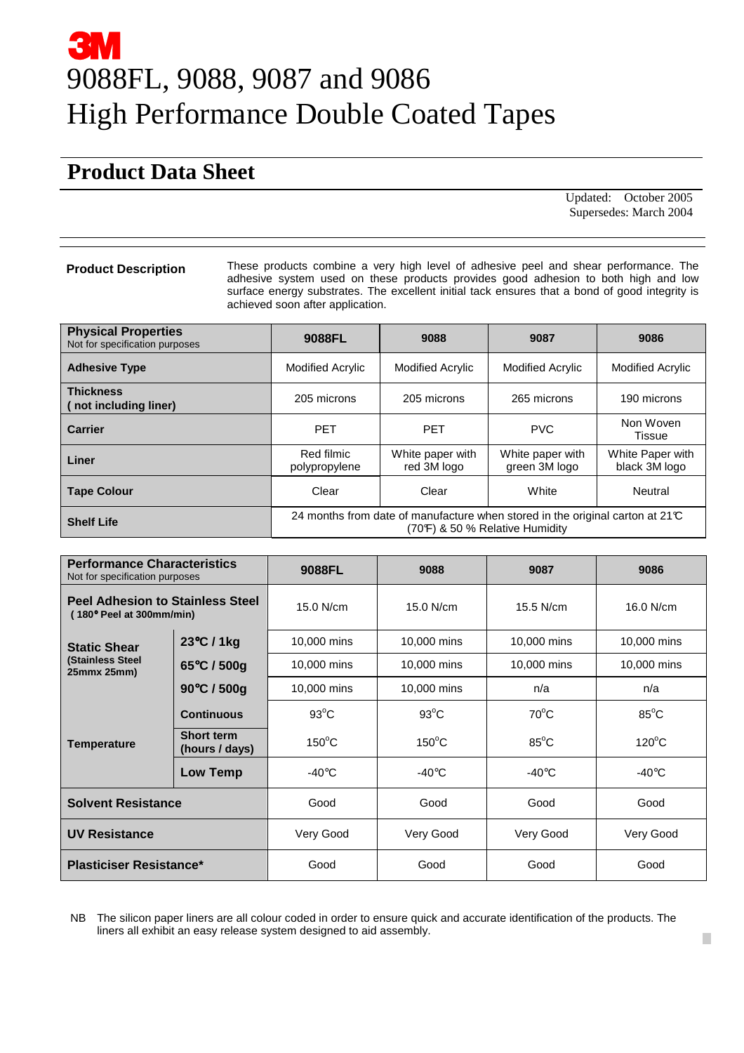# 3M

# 9088FL, 9088, 9087 and 9086 High Performance Double Coated Tapes

## Product Data Sheet

Updated: October 2005
Supersedes: March 2004

**Product Description**

These products combine a very high level of adhesive peel and shear performance. The adhesive system used on these products provides good adhesion to both high and low surface energy substrates. The excellent initial tack ensures that a bond of good integrity is achieved soon after application.

| **Physical Properties** Not for specification purposes | **9088FL** | **9088** | **9087** | **9086** |
|---|---|---|---|---|
| **Adhesive Type** | Modified Acrylic | Modified Acrylic | Modified Acrylic | Modified Acrylic |
| **Thickness ( not including liner)** | 205 microns | 205 microns | 265 microns | 190 microns |
| **Carrier** | PET | PET | PVC | Non Woven Tissue |
| **Liner** | Red filmic polypropylene | White paper with red 3M logo | White paper with green 3M logo | White Paper with black 3M logo |
| **Tape Colour** | Clear | Clear | White | Neutral |
| **Shelf Life** | 24 months from date of manufacture when stored in the original carton at 21°C (70°F) & 50 % Relative Humidity | | | |

| **Performance Characteristics** Not for specification purposes | | **9088FL** | **9088** | **9087** | **9086** |
|---|---|---|---|---|---|
| **Peel Adhesion to Stainless Steel** (180° Peel at 300mm/min) | | 15.0 N/cm | 15.0 N/cm | 15.5 N/cm | 16.0 N/cm |
| **Static Shear** (Stainless Steel 25mmx 25mm) | **23°C / 1kg** | 10,000 mins | 10,000 mins | 10,000 mins | 10,000 mins |
| | **65°C / 500g** | 10,000 mins | 10,000 mins | 10,000 mins | 10,000 mins |
| | **90°C / 500g** | 10,000 mins | 10,000 mins | n/a | n/a |
| **Temperature** | **Continuous** | 93°C | 93°C | 70°C | 85°C |
| | **Short term (hours / days)** | 150°C | 150°C | 85°C | 120°C |
| | **Low Temp** | -40°C | -40°C | -40°C | -40°C |
| **Solvent Resistance** | | Good | Good | Good | Good |
| **UV Resistance** | | Very Good | Very Good | Very Good | Very Good |
| **Plasticiser Resistance*** | | Good | Good | Good | Good |

NB The silicon paper liners are all colour coded in order to ensure quick and accurate identification of the products. The liners all exhibit an easy release system designed to aid assembly.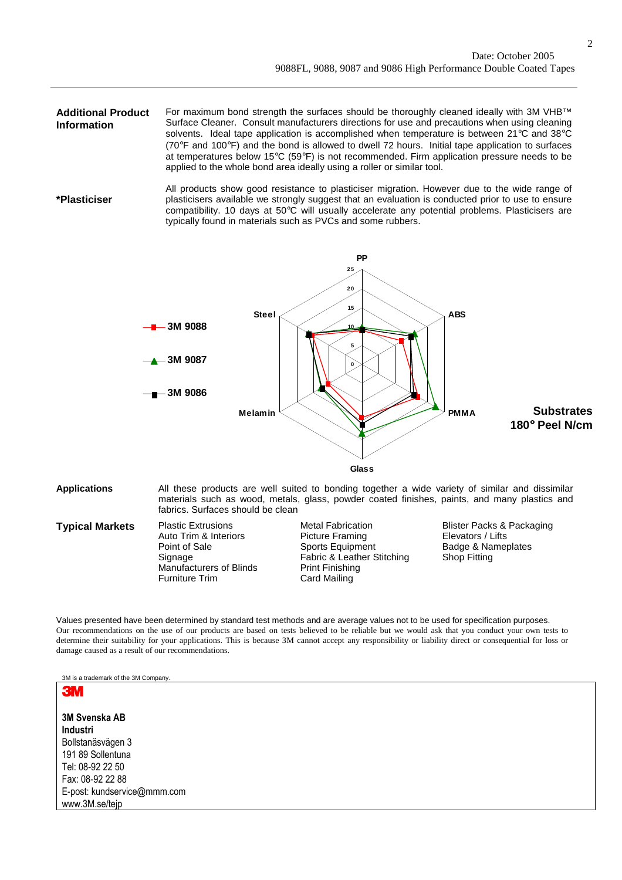## Additional Product Information

For maximum bond strength the surfaces should be thoroughly cleaned ideally with 3M VHB™ Surface Cleaner. Consult manufacturers directions for use and precautions when using cleaning solvents. Ideal tape application is accomplished when temperature is between 21°C and 38°C (70°F and 100°F) and the bond is allowed to dwell 72 hours. Initial tape application to surfaces at temperatures below 15°C (59°F) is not recommended. Firm application pressure needs to be applied to the whole bond area ideally using a roller or similar tool.

## *Plasticiser

All products show good resistance to plasticiser migration. However due to the wide range of plasticisers available we strongly suggest that an evaluation is conducted prior to use to ensure compatibility. 10 days at 50°C will usually accelerate any potential problems. Plasticisers are typically found in materials such as PVCs and some rubbers.

3M 9088
3M 9087
3M 9086

PP
25
20
15
10
5
0
ABS
PMMA
Glass
Melamin
Steel

Substrates
180° Peel N/cm

## Applications

All these products are well suited to bonding together a wide variety of similar and dissimilar materials such as wood, metals, glass, powder coated finishes, paints, and many plastics and fabrics. Surfaces should be clean

## Typical Markets

- Plastic Extrusions
- Auto Trim & Interiors
- Point of Sale
- Signage
- Manufacturers of Blinds
- Furniture Trim
- Metal Fabrication
- Picture Framing
- Sports Equipment
- Fabric & Leather Stitching
- Print Finishing
- Card Mailing
- Blister Packs & Packaging
- Elevators / Lifts
- Badge & Nameplates
- Shop Fitting

Values presented have been determined by standard test methods and are average values not to be used for specification purposes.
Our recommendations on the use of our products are based on tests believed to be reliable but we would ask that you conduct your own tests to determine their suitability for your applications. This is because 3M cannot accept any responsibility or liability direct or consequential for loss or damage caused as a result of our recommendations.

3M is a trademark of the 3M Company.

**3M**

**3M Svenska AB**
**Industri**
Bollstanäsvägen 3
191 89 Sollentuna
Tel: 08-92 22 50
Fax: 08-92 22 88
E-post: kundservice@mmm.com
www.3M.se/tejp